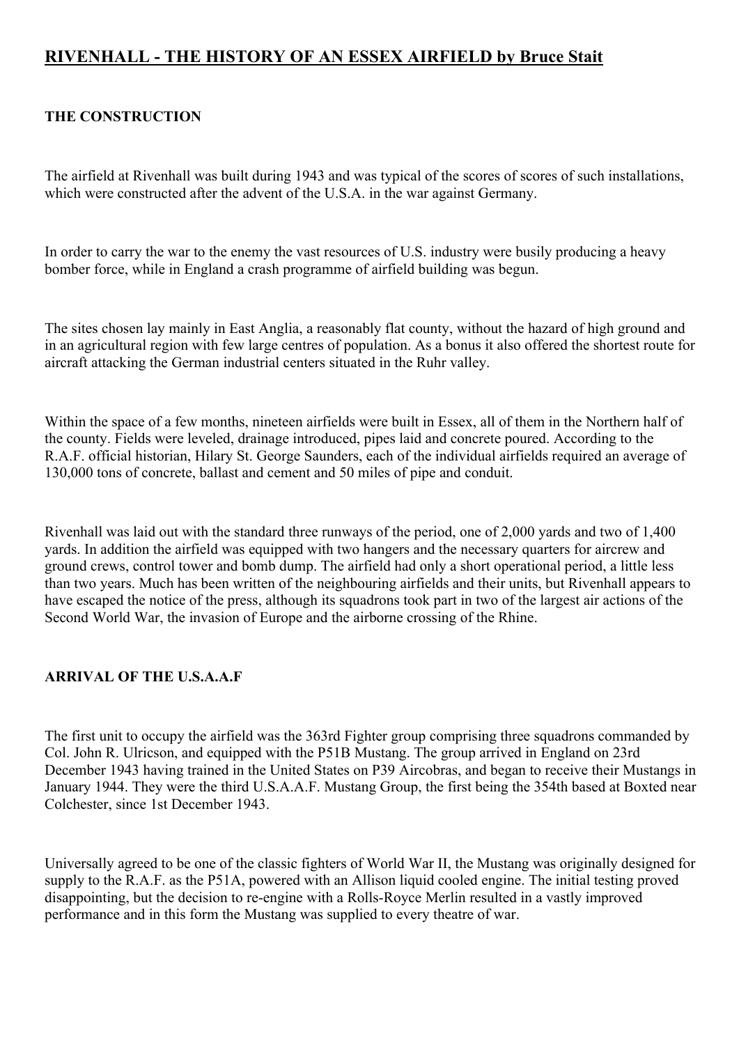# RIVENHALL - THE HISTORY OF AN ESSEX AIRFIELD by Bruce Stait

## THE CONSTRUCTION

The airfield at Rivenhall was built during 1943 and was typical of the scores of scores of such installations, which were constructed after the advent of the U.S.A. in the war against Germany.

In order to carry the war to the enemy the vast resources of U.S. industry were busily producing a heavy bomber force, while in England a crash programme of airfield building was begun.

The sites chosen lay mainly in East Anglia, a reasonably flat county, without the hazard of high ground and in an agricultural region with few large centres of population. As a bonus it also offered the shortest route for aircraft attacking the German industrial centers situated in the Ruhr valley.

Within the space of a few months, nineteen airfields were built in Essex, all of them in the Northern half of the county. Fields were leveled, drainage introduced, pipes laid and concrete poured. According to the R.A.F. official historian, Hilary St. George Saunders, each of the individual airfields required an average of 130,000 tons of concrete, ballast and cement and 50 miles of pipe and conduit.

Rivenhall was laid out with the standard three runways of the period, one of 2,000 yards and two of 1,400 yards. In addition the airfield was equipped with two hangers and the necessary quarters for aircrew and ground crews, control tower and bomb dump. The airfield had only a short operational period, a little less than two years. Much has been written of the neighbouring airfields and their units, but Rivenhall appears to have escaped the notice of the press, although its squadrons took part in two of the largest air actions of the Second World War, the invasion of Europe and the airborne crossing of the Rhine.

## ARRIVAL OF THE U.S.A.A.F

The first unit to occupy the airfield was the 363rd Fighter group comprising three squadrons commanded by Col. John R. Ulricson, and equipped with the P51B Mustang. The group arrived in England on 23rd December 1943 having trained in the United States on P39 Aircobras, and began to receive their Mustangs in January 1944. They were the third U.S.A.A.F. Mustang Group, the first being the 354th based at Boxted near Colchester, since 1st December 1943.

Universally agreed to be one of the classic fighters of World War II, the Mustang was originally designed for supply to the R.A.F. as the P51A, powered with an Allison liquid cooled engine. The initial testing proved disappointing, but the decision to re-engine with a Rolls-Royce Merlin resulted in a vastly improved performance and in this form the Mustang was supplied to every theatre of war.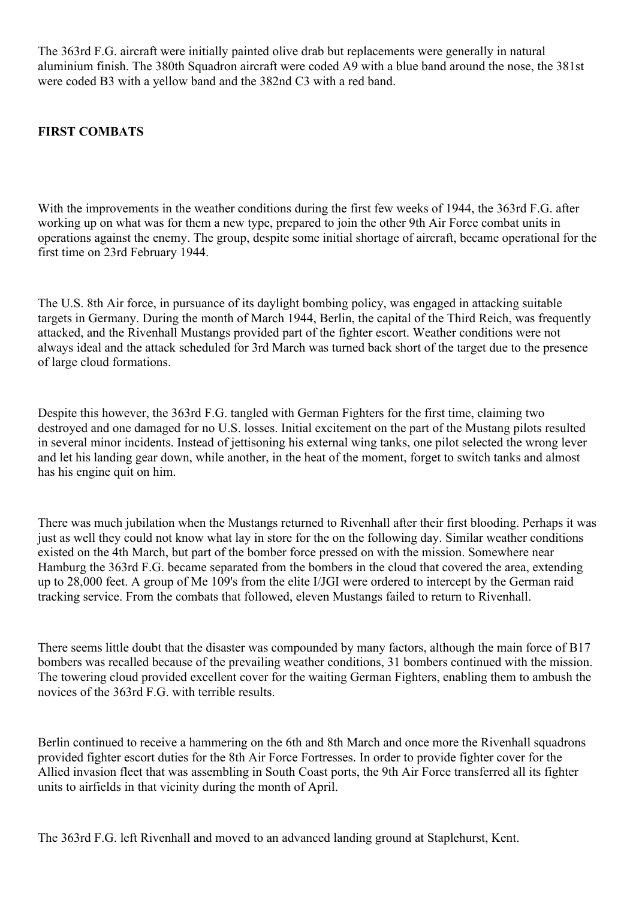The 363rd F.G. aircraft were initially painted olive drab but replacements were generally in natural aluminium finish. The 380th Squadron aircraft were coded A9 with a blue band around the nose, the 381st were coded B3 with a yellow band and the 382nd C3 with a red band.

## FIRST COMBATS

With the improvements in the weather conditions during the first few weeks of 1944, the 363rd F.G. after working up on what was for them a new type, prepared to join the other 9th Air Force combat units in operations against the enemy. The group, despite some initial shortage of aircraft, became operational for the first time on 23rd February 1944.

The U.S. 8th Air force, in pursuance of its daylight bombing policy, was engaged in attacking suitable targets in Germany. During the month of March 1944, Berlin, the capital of the Third Reich, was frequently attacked, and the Rivenhall Mustangs provided part of the fighter escort. Weather conditions were not always ideal and the attack scheduled for 3rd March was turned back short of the target due to the presence of large cloud formations.

Despite this however, the 363rd F.G. tangled with German Fighters for the first time, claiming two destroyed and one damaged for no U.S. losses. Initial excitement on the part of the Mustang pilots resulted in several minor incidents. Instead of jettisoning his external wing tanks, one pilot selected the wrong lever and let his landing gear down, while another, in the heat of the moment, forget to switch tanks and almost has his engine quit on him.

There was much jubilation when the Mustangs returned to Rivenhall after their first blooding. Perhaps it was just as well they could not know what lay in store for the on the following day. Similar weather conditions existed on the 4th March, but part of the bomber force pressed on with the mission. Somewhere near Hamburg the 363rd F.G. became separated from the bombers in the cloud that covered the area, extending up to 28,000 feet. A group of Me 109's from the elite I/JGI were ordered to intercept by the German raid tracking service. From the combats that followed, eleven Mustangs failed to return to Rivenhall.

There seems little doubt that the disaster was compounded by many factors, although the main force of B17 bombers was recalled because of the prevailing weather conditions, 31 bombers continued with the mission. The towering cloud provided excellent cover for the waiting German Fighters, enabling them to ambush the novices of the 363rd F.G. with terrible results.

Berlin continued to receive a hammering on the 6th and 8th March and once more the Rivenhall squadrons provided fighter escort duties for the 8th Air Force Fortresses. In order to provide fighter cover for the Allied invasion fleet that was assembling in South Coast ports, the 9th Air Force transferred all its fighter units to airfields in that vicinity during the month of April.

The 363rd F.G. left Rivenhall and moved to an advanced landing ground at Staplehurst, Kent.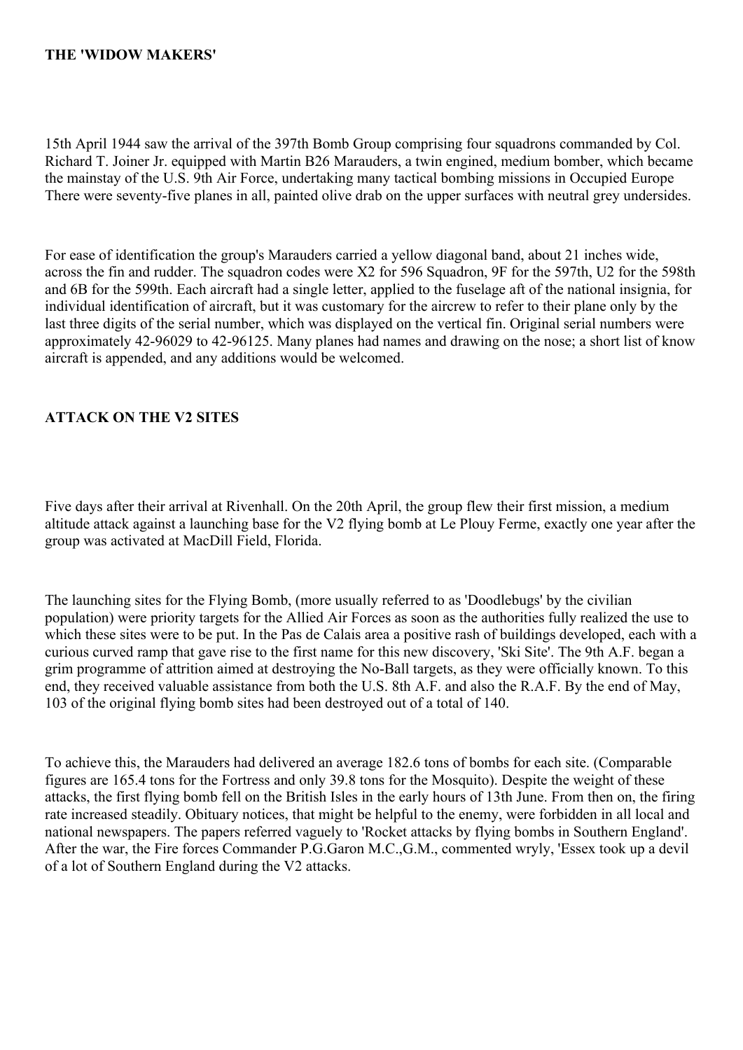**THE 'WIDOW MAKERS'**

15th April 1944 saw the arrival of the 397th Bomb Group comprising four squadrons commanded by Col. Richard T. Joiner Jr. equipped with Martin B26 Marauders, a twin engined, medium bomber, which became the mainstay of the U.S. 9th Air Force, undertaking many tactical bombing missions in Occupied Europe There were seventy-five planes in all, painted olive drab on the upper surfaces with neutral grey undersides.

For ease of identification the group's Marauders carried a yellow diagonal band, about 21 inches wide, across the fin and rudder. The squadron codes were X2 for 596 Squadron, 9F for the 597th, U2 for the 598th and 6B for the 599th. Each aircraft had a single letter, applied to the fuselage aft of the national insignia, for individual identification of aircraft, but it was customary for the aircrew to refer to their plane only by the last three digits of the serial number, which was displayed on the vertical fin. Original serial numbers were approximately 42-96029 to 42-96125. Many planes had names and drawing on the nose; a short list of know aircraft is appended, and any additions would be welcomed.

**ATTACK ON THE V2 SITES**

Five days after their arrival at Rivenhall. On the 20th April, the group flew their first mission, a medium altitude attack against a launching base for the V2 flying bomb at Le Plouy Ferme, exactly one year after the group was activated at MacDill Field, Florida.

The launching sites for the Flying Bomb, (more usually referred to as 'Doodlebugs' by the civilian population) were priority targets for the Allied Air Forces as soon as the authorities fully realized the use to which these sites were to be put. In the Pas de Calais area a positive rash of buildings developed, each with a curious curved ramp that gave rise to the first name for this new discovery, 'Ski Site'. The 9th A.F. began a grim programme of attrition aimed at destroying the No-Ball targets, as they were officially known. To this end, they received valuable assistance from both the U.S. 8th A.F. and also the R.A.F. By the end of May, 103 of the original flying bomb sites had been destroyed out of a total of 140.

To achieve this, the Marauders had delivered an average 182.6 tons of bombs for each site. (Comparable figures are 165.4 tons for the Fortress and only 39.8 tons for the Mosquito). Despite the weight of these attacks, the first flying bomb fell on the British Isles in the early hours of 13th June. From then on, the firing rate increased steadily. Obituary notices, that might be helpful to the enemy, were forbidden in all local and national newspapers. The papers referred vaguely to 'Rocket attacks by flying bombs in Southern England'. After the war, the Fire forces Commander P.G.Garon M.C.,G.M., commented wryly, 'Essex took up a devil of a lot of Southern England during the V2 attacks.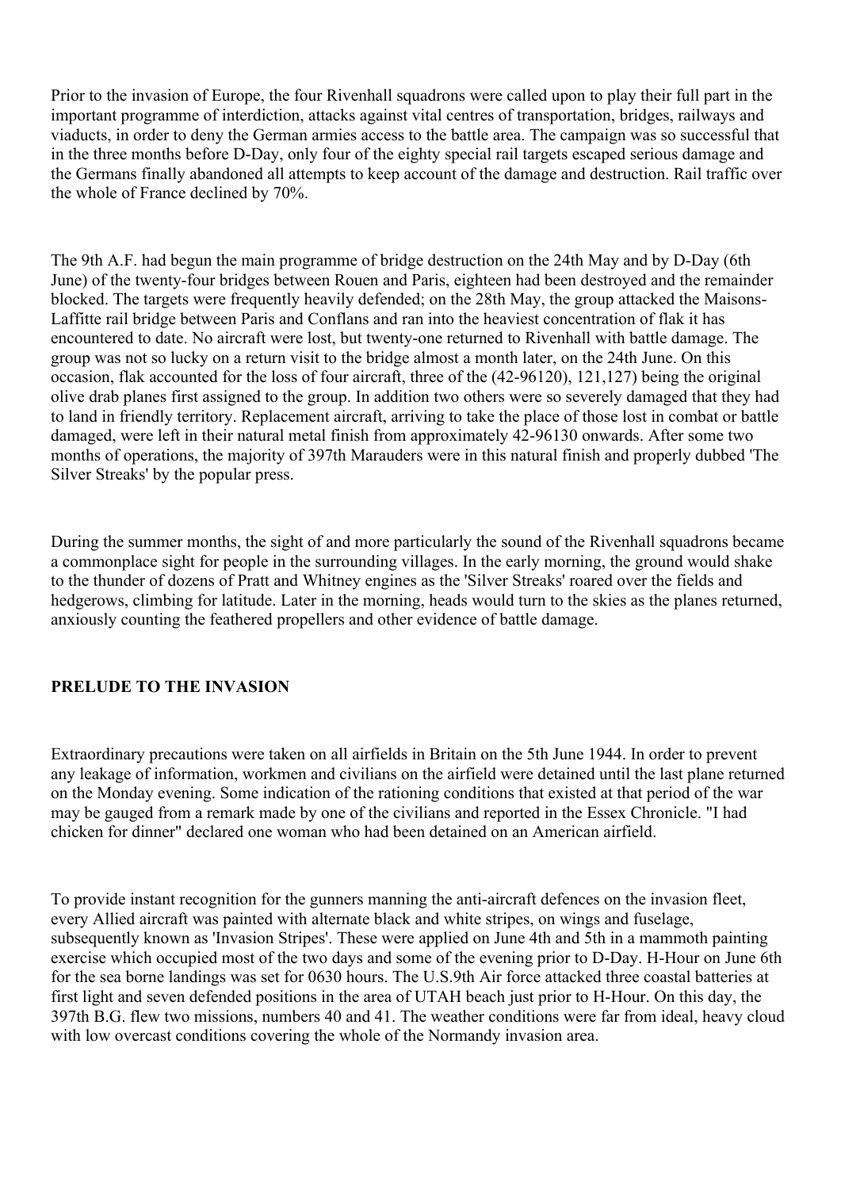Prior to the invasion of Europe, the four Rivenhall squadrons were called upon to play their full part in the important programme of interdiction, attacks against vital centres of transportation, bridges, railways and viaducts, in order to deny the German armies access to the battle area. The campaign was so successful that in the three months before D-Day, only four of the eighty special rail targets escaped serious damage and the Germans finally abandoned all attempts to keep account of the damage and destruction. Rail traffic over the whole of France declined by 70%.

The 9th A.F. had begun the main programme of bridge destruction on the 24th May and by D-Day (6th June) of the twenty-four bridges between Rouen and Paris, eighteen had been destroyed and the remainder blocked. The targets were frequently heavily defended; on the 28th May, the group attacked the Maisons-Laffitte rail bridge between Paris and Conflans and ran into the heaviest concentration of flak it has encountered to date. No aircraft were lost, but twenty-one returned to Rivenhall with battle damage. The group was not so lucky on a return visit to the bridge almost a month later, on the 24th June. On this occasion, flak accounted for the loss of four aircraft, three of the (42-96120), 121,127) being the original olive drab planes first assigned to the group. In addition two others were so severely damaged that they had to land in friendly territory. Replacement aircraft, arriving to take the place of those lost in combat or battle damaged, were left in their natural metal finish from approximately 42-96130 onwards. After some two months of operations, the majority of 397th Marauders were in this natural finish and properly dubbed 'The Silver Streaks' by the popular press.

During the summer months, the sight of and more particularly the sound of the Rivenhall squadrons became a commonplace sight for people in the surrounding villages. In the early morning, the ground would shake to the thunder of dozens of Pratt and Whitney engines as the 'Silver Streaks' roared over the fields and hedgerows, climbing for latitude. Later in the morning, heads would turn to the skies as the planes returned, anxiously counting the feathered propellers and other evidence of battle damage.

**PRELUDE TO THE INVASION**

Extraordinary precautions were taken on all airfields in Britain on the 5th June 1944. In order to prevent any leakage of information, workmen and civilians on the airfield were detained until the last plane returned on the Monday evening. Some indication of the rationing conditions that existed at that period of the war may be gauged from a remark made by one of the civilians and reported in the Essex Chronicle. "I had chicken for dinner" declared one woman who had been detained on an American airfield.

To provide instant recognition for the gunners manning the anti-aircraft defences on the invasion fleet, every Allied aircraft was painted with alternate black and white stripes, on wings and fuselage, subsequently known as 'Invasion Stripes'. These were applied on June 4th and 5th in a mammoth painting exercise which occupied most of the two days and some of the evening prior to D-Day. H-Hour on June 6th for the sea borne landings was set for 0630 hours. The U.S.9th Air force attacked three coastal batteries at first light and seven defended positions in the area of UTAH beach just prior to H-Hour. On this day, the 397th B.G. flew two missions, numbers 40 and 41. The weather conditions were far from ideal, heavy cloud with low overcast conditions covering the whole of the Normandy invasion area.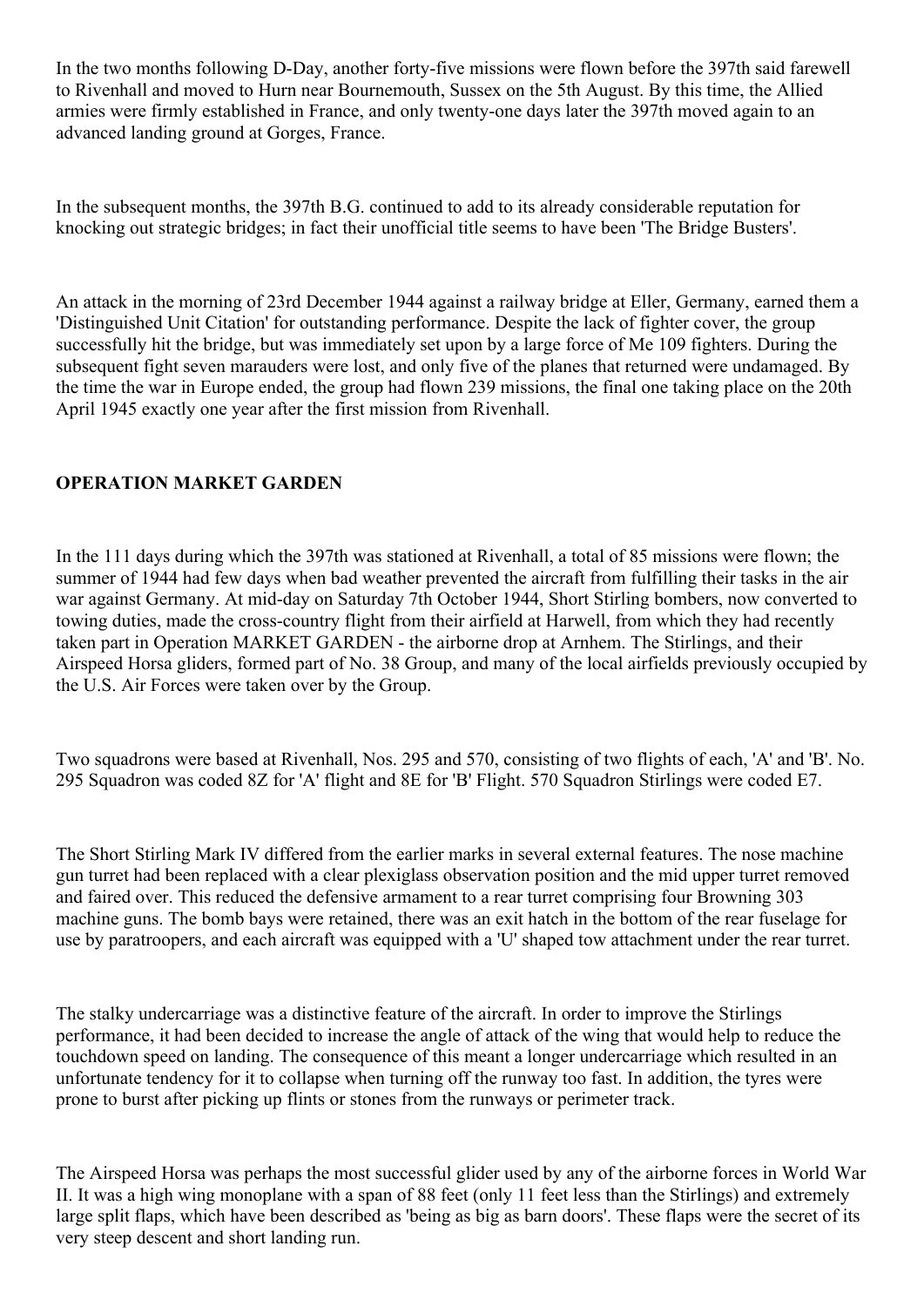In the two months following D-Day, another forty-five missions were flown before the 397th said farewell to Rivenhall and moved to Hurn near Bournemouth, Sussex on the 5th August. By this time, the Allied armies were firmly established in France, and only twenty-one days later the 397th moved again to an advanced landing ground at Gorges, France.

In the subsequent months, the 397th B.G. continued to add to its already considerable reputation for knocking out strategic bridges; in fact their unofficial title seems to have been 'The Bridge Busters'.

An attack in the morning of 23rd December 1944 against a railway bridge at Eller, Germany, earned them a 'Distinguished Unit Citation' for outstanding performance. Despite the lack of fighter cover, the group successfully hit the bridge, but was immediately set upon by a large force of Me 109 fighters. During the subsequent fight seven marauders were lost, and only five of the planes that returned were undamaged. By the time the war in Europe ended, the group had flown 239 missions, the final one taking place on the 20th April 1945 exactly one year after the first mission from Rivenhall.

## OPERATION MARKET GARDEN

In the 111 days during which the 397th was stationed at Rivenhall, a total of 85 missions were flown; the summer of 1944 had few days when bad weather prevented the aircraft from fulfilling their tasks in the air war against Germany. At mid-day on Saturday 7th October 1944, Short Stirling bombers, now converted to towing duties, made the cross-country flight from their airfield at Harwell, from which they had recently taken part in Operation MARKET GARDEN - the airborne drop at Arnhem. The Stirlings, and their Airspeed Horsa gliders, formed part of No. 38 Group, and many of the local airfields previously occupied by the U.S. Air Forces were taken over by the Group.

Two squadrons were based at Rivenhall, Nos. 295 and 570, consisting of two flights of each, 'A' and 'B'. No. 295 Squadron was coded 8Z for 'A' flight and 8E for 'B' Flight. 570 Squadron Stirlings were coded E7.

The Short Stirling Mark IV differed from the earlier marks in several external features. The nose machine gun turret had been replaced with a clear plexiglass observation position and the mid upper turret removed and faired over. This reduced the defensive armament to a rear turret comprising four Browning 303 machine guns. The bomb bays were retained, there was an exit hatch in the bottom of the rear fuselage for use by paratroopers, and each aircraft was equipped with a 'U' shaped tow attachment under the rear turret.

The stalky undercarriage was a distinctive feature of the aircraft. In order to improve the Stirlings performance, it had been decided to increase the angle of attack of the wing that would help to reduce the touchdown speed on landing. The consequence of this meant a longer undercarriage which resulted in an unfortunate tendency for it to collapse when turning off the runway too fast. In addition, the tyres were prone to burst after picking up flints or stones from the runways or perimeter track.

The Airspeed Horsa was perhaps the most successful glider used by any of the airborne forces in World War II. It was a high wing monoplane with a span of 88 feet (only 11 feet less than the Stirlings) and extremely large split flaps, which have been described as 'being as big as barn doors'. These flaps were the secret of its very steep descent and short landing run.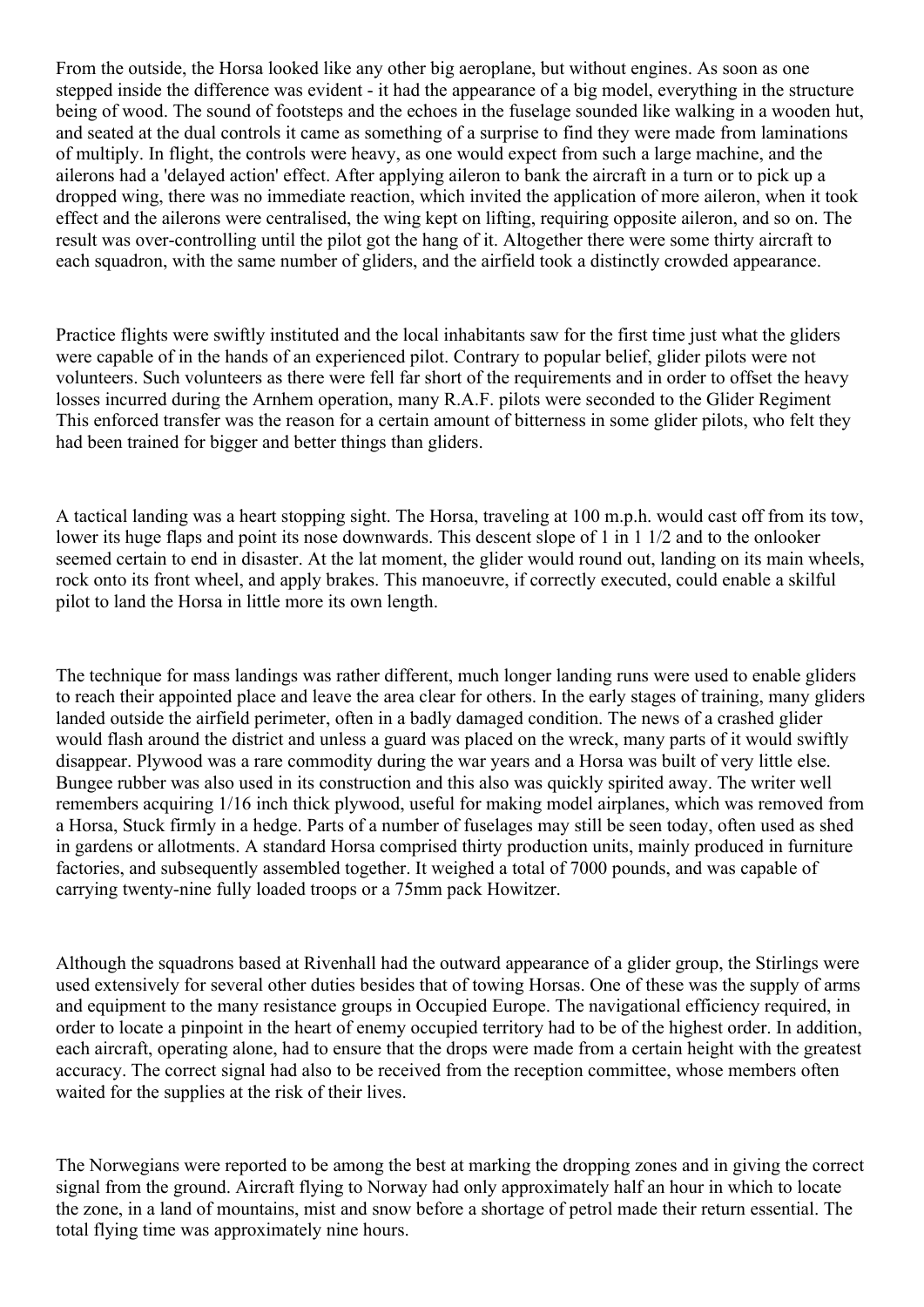From the outside, the Horsa looked like any other big aeroplane, but without engines. As soon as one stepped inside the difference was evident - it had the appearance of a big model, everything in the structure being of wood. The sound of footsteps and the echoes in the fuselage sounded like walking in a wooden hut, and seated at the dual controls it came as something of a surprise to find they were made from laminations of multiply. In flight, the controls were heavy, as one would expect from such a large machine, and the ailerons had a 'delayed action' effect. After applying aileron to bank the aircraft in a turn or to pick up a dropped wing, there was no immediate reaction, which invited the application of more aileron, when it took effect and the ailerons were centralised, the wing kept on lifting, requiring opposite aileron, and so on. The result was over-controlling until the pilot got the hang of it. Altogether there were some thirty aircraft to each squadron, with the same number of gliders, and the airfield took a distinctly crowded appearance.

Practice flights were swiftly instituted and the local inhabitants saw for the first time just what the gliders were capable of in the hands of an experienced pilot. Contrary to popular belief, glider pilots were not volunteers. Such volunteers as there were fell far short of the requirements and in order to offset the heavy losses incurred during the Arnhem operation, many R.A.F. pilots were seconded to the Glider Regiment This enforced transfer was the reason for a certain amount of bitterness in some glider pilots, who felt they had been trained for bigger and better things than gliders.

A tactical landing was a heart stopping sight. The Horsa, traveling at 100 m.p.h. would cast off from its tow, lower its huge flaps and point its nose downwards. This descent slope of 1 in 1 1/2 and to the onlooker seemed certain to end in disaster. At the lat moment, the glider would round out, landing on its main wheels, rock onto its front wheel, and apply brakes. This manoeuvre, if correctly executed, could enable a skilful pilot to land the Horsa in little more its own length.

The technique for mass landings was rather different, much longer landing runs were used to enable gliders to reach their appointed place and leave the area clear for others. In the early stages of training, many gliders landed outside the airfield perimeter, often in a badly damaged condition. The news of a crashed glider would flash around the district and unless a guard was placed on the wreck, many parts of it would swiftly disappear. Plywood was a rare commodity during the war years and a Horsa was built of very little else. Bungee rubber was also used in its construction and this also was quickly spirited away. The writer well remembers acquiring 1/16 inch thick plywood, useful for making model airplanes, which was removed from a Horsa, Stuck firmly in a hedge. Parts of a number of fuselages may still be seen today, often used as shed in gardens or allotments. A standard Horsa comprised thirty production units, mainly produced in furniture factories, and subsequently assembled together. It weighed a total of 7000 pounds, and was capable of carrying twenty-nine fully loaded troops or a 75mm pack Howitzer.

Although the squadrons based at Rivenhall had the outward appearance of a glider group, the Stirlings were used extensively for several other duties besides that of towing Horsas. One of these was the supply of arms and equipment to the many resistance groups in Occupied Europe. The navigational efficiency required, in order to locate a pinpoint in the heart of enemy occupied territory had to be of the highest order. In addition, each aircraft, operating alone, had to ensure that the drops were made from a certain height with the greatest accuracy. The correct signal had also to be received from the reception committee, whose members often waited for the supplies at the risk of their lives.

The Norwegians were reported to be among the best at marking the dropping zones and in giving the correct signal from the ground. Aircraft flying to Norway had only approximately half an hour in which to locate the zone, in a land of mountains, mist and snow before a shortage of petrol made their return essential. The total flying time was approximately nine hours.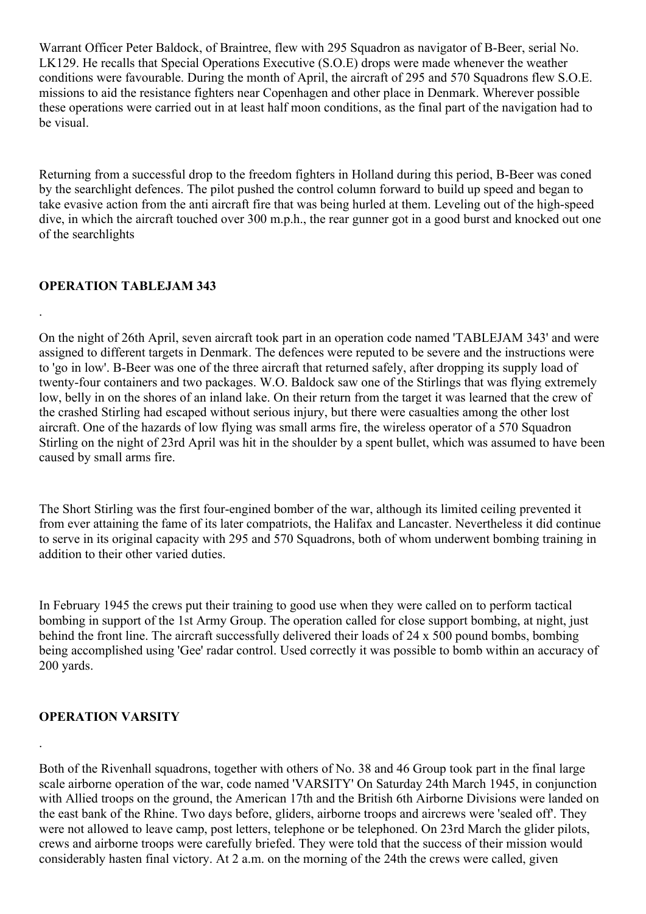Warrant Officer Peter Baldock, of Braintree, flew with 295 Squadron as navigator of B-Beer, serial No. LK129. He recalls that Special Operations Executive (S.O.E) drops were made whenever the weather conditions were favourable. During the month of April, the aircraft of 295 and 570 Squadrons flew S.O.E. missions to aid the resistance fighters near Copenhagen and other place in Denmark. Wherever possible these operations were carried out in at least half moon conditions, as the final part of the navigation had to be visual.

Returning from a successful drop to the freedom fighters in Holland during this period, B-Beer was coned by the searchlight defences. The pilot pushed the control column forward to build up speed and began to take evasive action from the anti aircraft fire that was being hurled at them. Leveling out of the high-speed dive, in which the aircraft touched over 300 m.p.h., the rear gunner got in a good burst and knocked out one of the searchlights

### OPERATION TABLEJAM 343

.

On the night of 26th April, seven aircraft took part in an operation code named 'TABLEJAM 343' and were assigned to different targets in Denmark. The defences were reputed to be severe and the instructions were to 'go in low'. B-Beer was one of the three aircraft that returned safely, after dropping its supply load of twenty-four containers and two packages. W.O. Baldock saw one of the Stirlings that was flying extremely low, belly in on the shores of an inland lake. On their return from the target it was learned that the crew of the crashed Stirling had escaped without serious injury, but there were casualties among the other lost aircraft. One of the hazards of low flying was small arms fire, the wireless operator of a 570 Squadron Stirling on the night of 23rd April was hit in the shoulder by a spent bullet, which was assumed to have been caused by small arms fire.

The Short Stirling was the first four-engined bomber of the war, although its limited ceiling prevented it from ever attaining the fame of its later compatriots, the Halifax and Lancaster. Nevertheless it did continue to serve in its original capacity with 295 and 570 Squadrons, both of whom underwent bombing training in addition to their other varied duties.

In February 1945 the crews put their training to good use when they were called on to perform tactical bombing in support of the 1st Army Group. The operation called for close support bombing, at night, just behind the front line. The aircraft successfully delivered their loads of 24 x 500 pound bombs, bombing being accomplished using 'Gee' radar control. Used correctly it was possible to bomb within an accuracy of 200 yards.

### OPERATION VARSITY

.

Both of the Rivenhall squadrons, together with others of No. 38 and 46 Group took part in the final large scale airborne operation of the war, code named 'VARSITY' On Saturday 24th March 1945, in conjunction with Allied troops on the ground, the American 17th and the British 6th Airborne Divisions were landed on the east bank of the Rhine. Two days before, gliders, airborne troops and aircrews were 'sealed off'. They were not allowed to leave camp, post letters, telephone or be telephoned. On 23rd March the glider pilots, crews and airborne troops were carefully briefed. They were told that the success of their mission would considerably hasten final victory. At 2 a.m. on the morning of the 24th the crews were called, given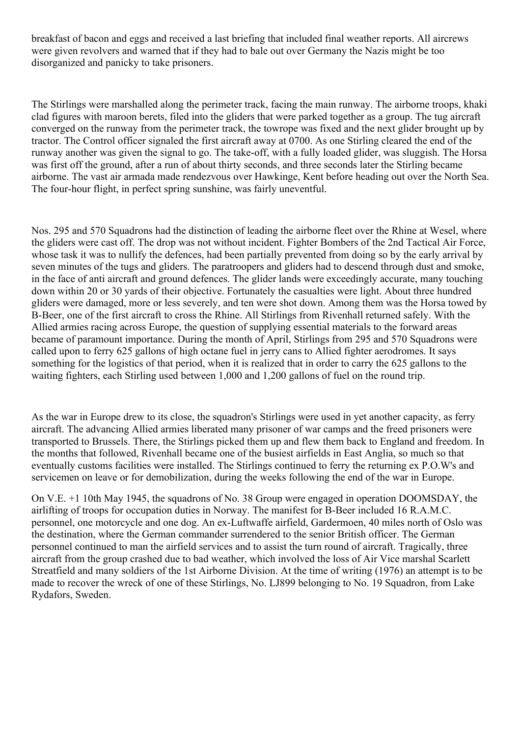breakfast of bacon and eggs and received a last briefing that included final weather reports. All aircrews were given revolvers and warned that if they had to bale out over Germany the Nazis might be too disorganized and panicky to take prisoners.

The Stirlings were marshalled along the perimeter track, facing the main runway. The airborne troops, khaki clad figures with maroon berets, filed into the gliders that were parked together as a group. The tug aircraft converged on the runway from the perimeter track, the towrope was fixed and the next glider brought up by tractor. The Control officer signaled the first aircraft away at 0700. As one Stirling cleared the end of the runway another was given the signal to go. The take-off, with a fully loaded glider, was sluggish. The Horsa was first off the ground, after a run of about thirty seconds, and three seconds later the Stirling became airborne. The vast air armada made rendezvous over Hawkinge, Kent before heading out over the North Sea. The four-hour flight, in perfect spring sunshine, was fairly uneventful.

Nos. 295 and 570 Squadrons had the distinction of leading the airborne fleet over the Rhine at Wesel, where the gliders were cast off. The drop was not without incident. Fighter Bombers of the 2nd Tactical Air Force, whose task it was to nullify the defences, had been partially prevented from doing so by the early arrival by seven minutes of the tugs and gliders. The paratroopers and gliders had to descend through dust and smoke, in the face of anti aircraft and ground defences. The glider lands were exceedingly accurate, many touching down within 20 or 30 yards of their objective. Fortunately the casualties were light. About three hundred gliders were damaged, more or less severely, and ten were shot down. Among them was the Horsa towed by B-Beer, one of the first aircraft to cross the Rhine. All Stirlings from Rivenhall returned safely. With the Allied armies racing across Europe, the question of supplying essential materials to the forward areas became of paramount importance. During the month of April, Stirlings from 295 and 570 Squadrons were called upon to ferry 625 gallons of high octane fuel in jerry cans to Allied fighter aerodromes. It says something for the logistics of that period, when it is realized that in order to carry the 625 gallons to the waiting fighters, each Stirling used between 1,000 and 1,200 gallons of fuel on the round trip.

As the war in Europe drew to its close, the squadron's Stirlings were used in yet another capacity, as ferry aircraft. The advancing Allied armies liberated many prisoner of war camps and the freed prisoners were transported to Brussels. There, the Stirlings picked them up and flew them back to England and freedom. In the months that followed, Rivenhall became one of the busiest airfields in East Anglia, so much so that eventually customs facilities were installed. The Stirlings continued to ferry the returning ex P.O.W's and servicemen on leave or for demobilization, during the weeks following the end of the war in Europe.

On V.E. +1 10th May 1945, the squadrons of No. 38 Group were engaged in operation DOOMSDAY, the airlifting of troops for occupation duties in Norway. The manifest for B-Beer included 16 R.A.M.C. personnel, one motorcycle and one dog. An ex-Luftwaffe airfield, Gardermoen, 40 miles north of Oslo was the destination, where the German commander surrendered to the senior British officer. The German personnel continued to man the airfield services and to assist the turn round of aircraft. Tragically, three aircraft from the group crashed due to bad weather, which involved the loss of Air Vice marshal Scarlett Streatfield and many soldiers of the 1st Airborne Division. At the time of writing (1976) an attempt is to be made to recover the wreck of one of these Stirlings, No. LJ899 belonging to No. 19 Squadron, from Lake Rydafors, Sweden.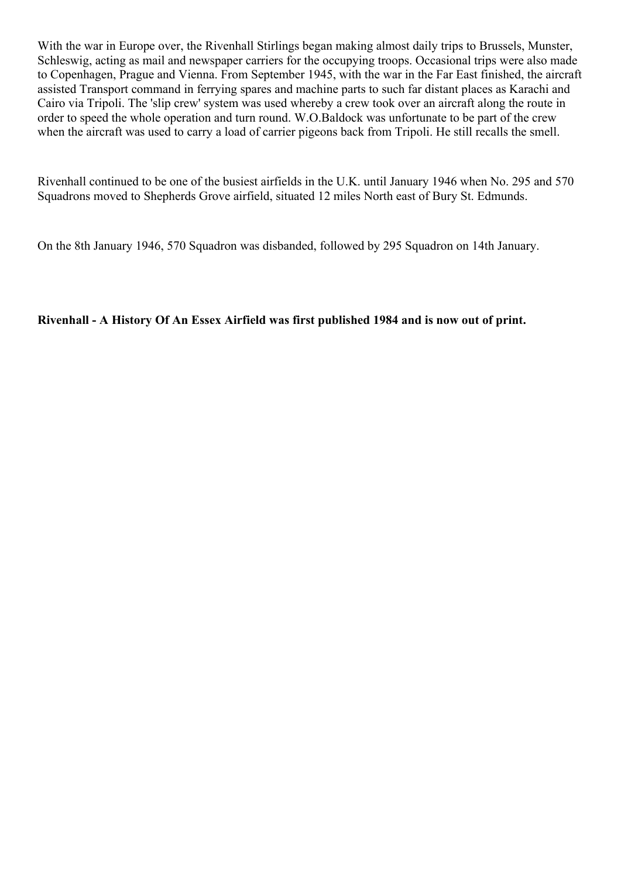With the war in Europe over, the Rivenhall Stirlings began making almost daily trips to Brussels, Munster, Schleswig, acting as mail and newspaper carriers for the occupying troops. Occasional trips were also made to Copenhagen, Prague and Vienna. From September 1945, with the war in the Far East finished, the aircraft assisted Transport command in ferrying spares and machine parts to such far distant places as Karachi and Cairo via Tripoli. The 'slip crew' system was used whereby a crew took over an aircraft along the route in order to speed the whole operation and turn round. W.O.Baldock was unfortunate to be part of the crew when the aircraft was used to carry a load of carrier pigeons back from Tripoli. He still recalls the smell.

Rivenhall continued to be one of the busiest airfields in the U.K. until January 1946 when No. 295 and 570 Squadrons moved to Shepherds Grove airfield, situated 12 miles North east of Bury St. Edmunds.

On the 8th January 1946, 570 Squadron was disbanded, followed by 295 Squadron on 14th January.

**Rivenhall - A History Of An Essex Airfield was first published 1984 and is now out of print.**